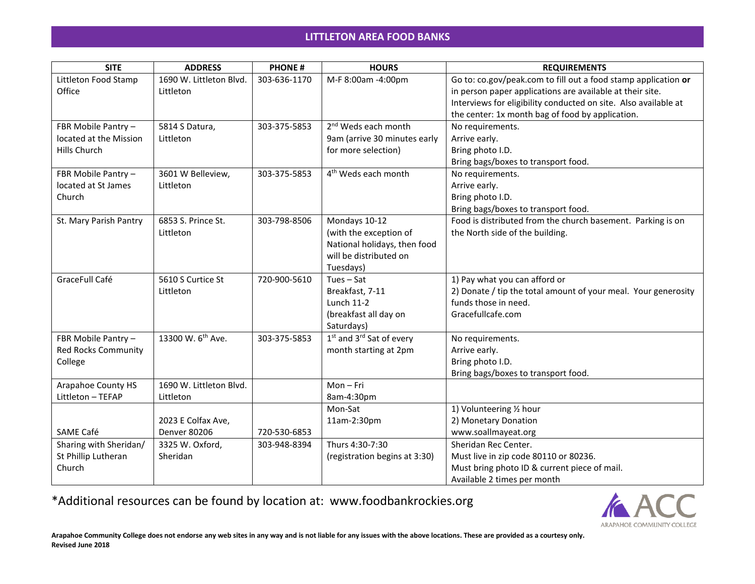# LITTLETON AREA FOOD BANKS

| SITE | ADDRESS | PHONE # | HOURS | REQUIREMENTS |
| --- | --- | --- | --- | --- |
| Littleton Food Stamp Office | 1690 W. Littleton Blvd. Littleton | 303-636-1170 | M-F 8:00am -4:00pm | Go to: co.gov/peak.com to fill out a food stamp application **or** in person paper applications are available at their site. Interviews for eligibility conducted on site. Also available at the center: 1x month bag of food by application. |
| FBR Mobile Pantry – located at the Mission Hills Church | 5814 S Datura, Littleton | 303-375-5853 | 2nd Weds each month 9am (arrive 30 minutes early for more selection) | No requirements. Arrive early. Bring photo I.D. Bring bags/boxes to transport food. |
| FBR Mobile Pantry – located at St James Church | 3601 W Belleview, Littleton | 303-375-5853 | 4th Weds each month | No requirements. Arrive early. Bring photo I.D. Bring bags/boxes to transport food. |
| St. Mary Parish Pantry | 6853 S. Prince St. Littleton | 303-798-8506 | Mondays 10-12 (with the exception of National holidays, then food will be distributed on Tuesdays) | Food is distributed from the church basement. Parking is on the North side of the building. |
| GraceFull Café | 5610 S Curtice St Littleton | 720-900-5610 | Tues – Sat Breakfast, 7-11 Lunch 11-2 (breakfast all day on Saturdays) | 1) Pay what you can afford or 2) Donate / tip the total amount of your meal. Your generosity funds those in need. Gracefullcafe.com |
| FBR Mobile Pantry – Red Rocks Community College | 13300 W. 6th Ave. | 303-375-5853 | 1st and 3rd Sat of every month starting at 2pm | No requirements. Arrive early. Bring photo I.D. Bring bags/boxes to transport food. |
| Arapahoe County HS Littleton – TEFAP | 1690 W. Littleton Blvd. Littleton | | Mon – Fri 8am-4:30pm | |
| SAME Café | 2023 E Colfax Ave, Denver 80206 | 720-530-6853 | Mon-Sat 11am-2:30pm | 1) Volunteering ½ hour 2) Monetary Donation www.soallmayeat.org |
| Sharing with Sheridan/ St Phillip Lutheran Church | 3325 W. Oxford, Sheridan | 303-948-8394 | Thurs 4:30-7:30 (registration begins at 3:30) | Sheridan Rec Center. Must live in zip code 80110 or 80236. Must bring photo ID & current piece of mail. Available 2 times per month |

*Additional resources can be found by location at: www.foodbankrockies.org

ACC ARAPAHOE COMMUNITY COLLEGE

**Arapahoe Community College does not endorse any web sites in any way and is not liable for any issues with the above locations. These are provided as a courtesy only.**
**Revised June 2018**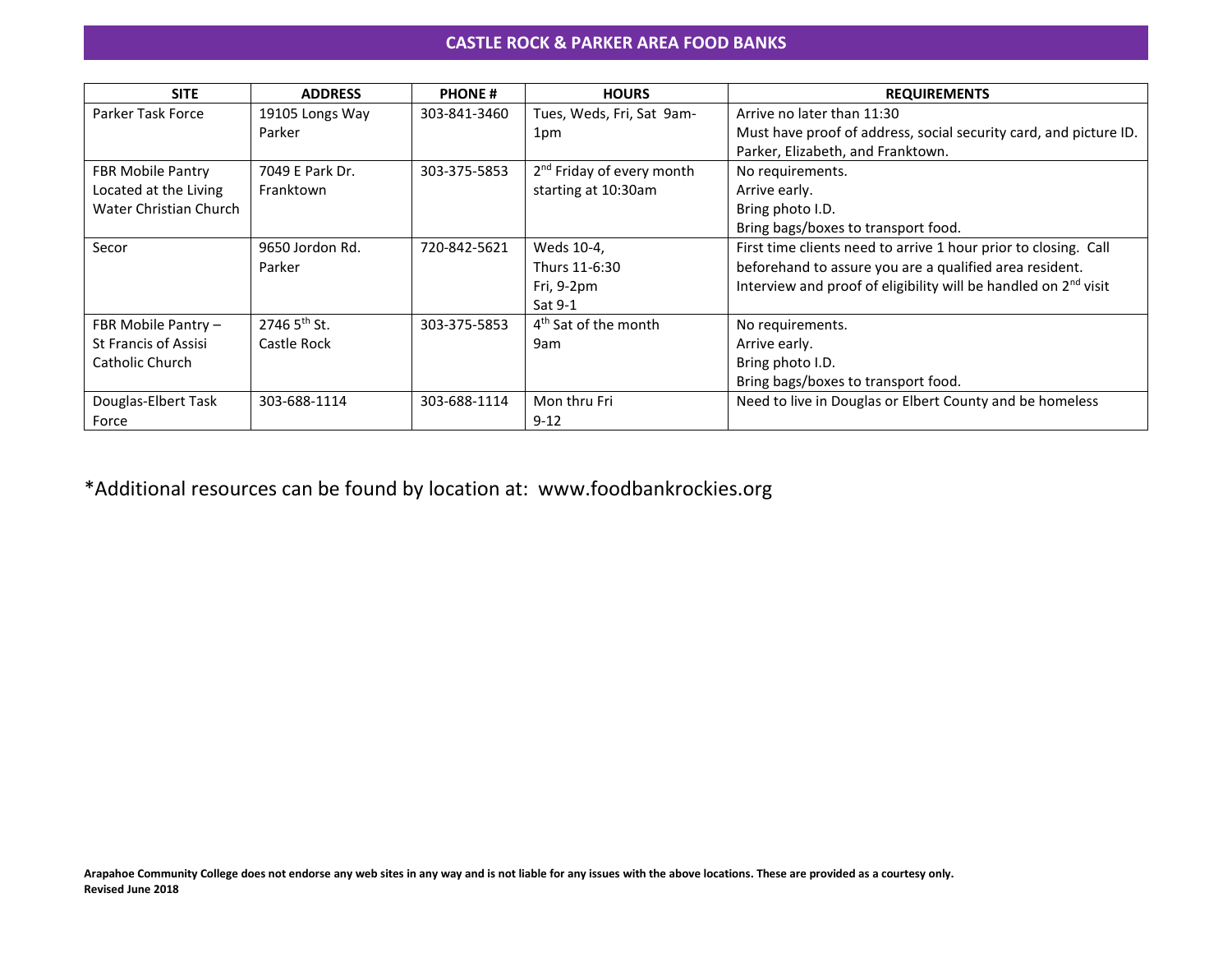# CASTLE ROCK & PARKER AREA FOOD BANKS

| SITE | ADDRESS | PHONE # | HOURS | REQUIREMENTS |
|---|---|---|---|---|
| Parker Task Force | 19105 Longs Way Parker | 303-841-3460 | Tues, Weds, Fri, Sat 9am-1pm | Arrive no later than 11:30<br>Must have proof of address, social security card, and picture ID.<br>Parker, Elizabeth, and Franktown. |
| FBR Mobile Pantry Located at the Living Water Christian Church | 7049 E Park Dr. Franktown | 303-375-5853 | 2nd Friday of every month starting at 10:30am | No requirements.<br>Arrive early.<br>Bring photo I.D.<br>Bring bags/boxes to transport food. |
| Secor | 9650 Jordon Rd. Parker | 720-842-5621 | Weds 10-4,<br>Thurs 11-6:30<br>Fri, 9-2pm<br>Sat 9-1 | First time clients need to arrive 1 hour prior to closing. Call beforehand to assure you are a qualified area resident.<br>Interview and proof of eligibility will be handled on 2nd visit |
| FBR Mobile Pantry – St Francis of Assisi Catholic Church | 2746 5th St. Castle Rock | 303-375-5853 | 4th Sat of the month 9am | No requirements.<br>Arrive early.<br>Bring photo I.D.<br>Bring bags/boxes to transport food. |
| Douglas-Elbert Task Force | 303-688-1114 | 303-688-1114 | Mon thru Fri<br>9-12 | Need to live in Douglas or Elbert County and be homeless |

*Additional resources can be found by location at: www.foodbankrockies.org

**Arapahoe Community College does not endorse any web sites in any way and is not liable for any issues with the above locations. These are provided as a courtesy only.**
**Revised June 2018**